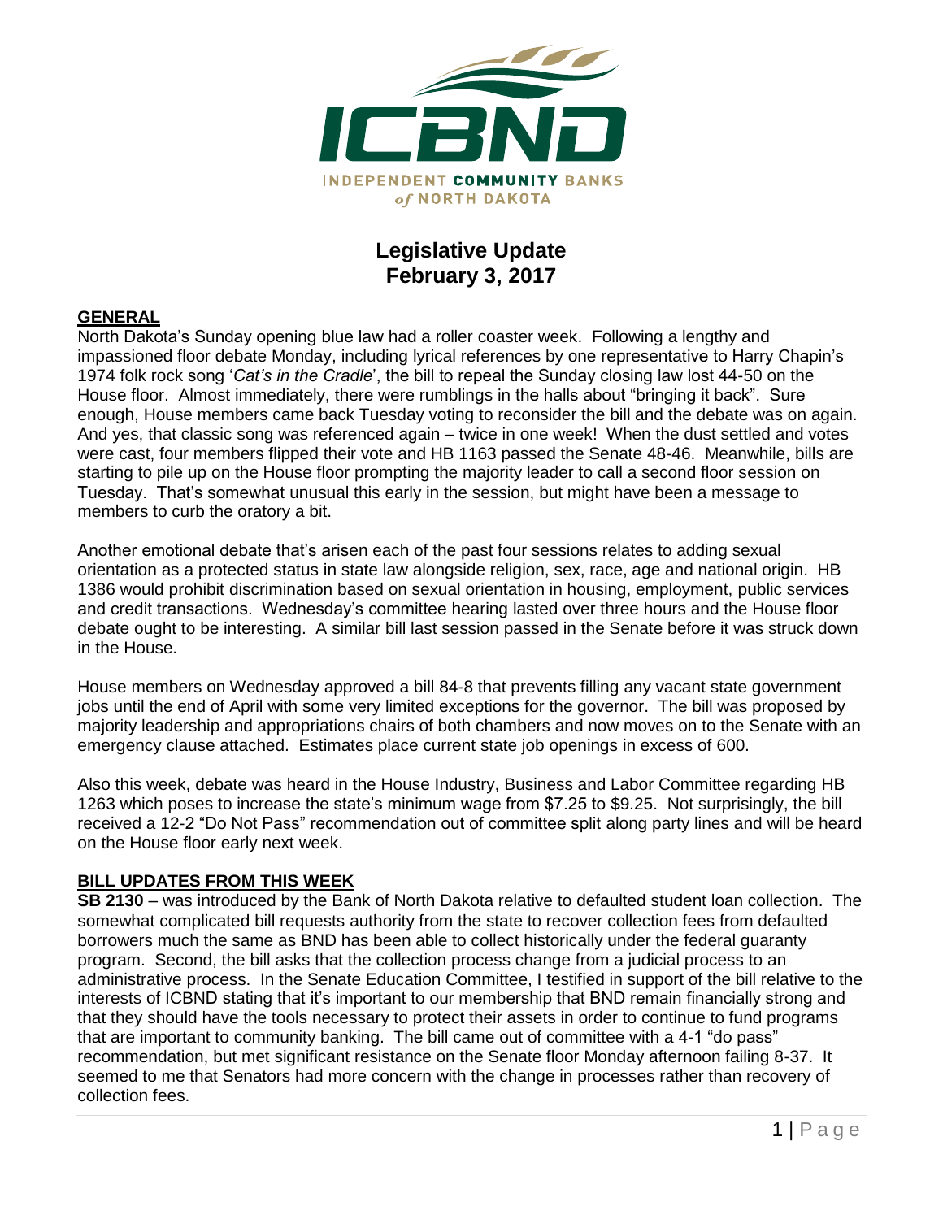ICBND

INDEPENDENT COMMUNITY BANKS of NORTH DAKOTA

# Legislative Update
## February 3, 2017

### GENERAL

North Dakota's Sunday opening blue law had a roller coaster week. Following a lengthy and impassioned floor debate Monday, including lyrical references by one representative to Harry Chapin's 1974 folk rock song '*Cat's in the Cradle*', the bill to repeal the Sunday closing law lost 44-50 on the House floor. Almost immediately, there were rumblings in the halls about "bringing it back". Sure enough, House members came back Tuesday voting to reconsider the bill and the debate was on again. And yes, that classic song was referenced again – twice in one week! When the dust settled and votes were cast, four members flipped their vote and HB 1163 passed the Senate 48-46. Meanwhile, bills are starting to pile up on the House floor prompting the majority leader to call a second floor session on Tuesday. That's somewhat unusual this early in the session, but might have been a message to members to curb the oratory a bit.

Another emotional debate that's arisen each of the past four sessions relates to adding sexual orientation as a protected status in state law alongside religion, sex, race, age and national origin. HB 1386 would prohibit discrimination based on sexual orientation in housing, employment, public services and credit transactions. Wednesday's committee hearing lasted over three hours and the House floor debate ought to be interesting. A similar bill last session passed in the Senate before it was struck down in the House.

House members on Wednesday approved a bill 84-8 that prevents filling any vacant state government jobs until the end of April with some very limited exceptions for the governor. The bill was proposed by majority leadership and appropriations chairs of both chambers and now moves on to the Senate with an emergency clause attached. Estimates place current state job openings in excess of 600.

Also this week, debate was heard in the House Industry, Business and Labor Committee regarding HB 1263 which poses to increase the state's minimum wage from $7.25 to $9.25. Not surprisingly, the bill received a 12-2 "Do Not Pass" recommendation out of committee split along party lines and will be heard on the House floor early next week.

### BILL UPDATES FROM THIS WEEK

**SB 2130** – was introduced by the Bank of North Dakota relative to defaulted student loan collection. The somewhat complicated bill requests authority from the state to recover collection fees from defaulted borrowers much the same as BND has been able to collect historically under the federal guaranty program. Second, the bill asks that the collection process change from a judicial process to an administrative process. In the Senate Education Committee, I testified in support of the bill relative to the interests of ICBND stating that it's important to our membership that BND remain financially strong and that they should have the tools necessary to protect their assets in order to continue to fund programs that are important to community banking. The bill came out of committee with a 4-1 "do pass" recommendation, but met significant resistance on the Senate floor Monday afternoon failing 8-37. It seemed to me that Senators had more concern with the change in processes rather than recovery of collection fees.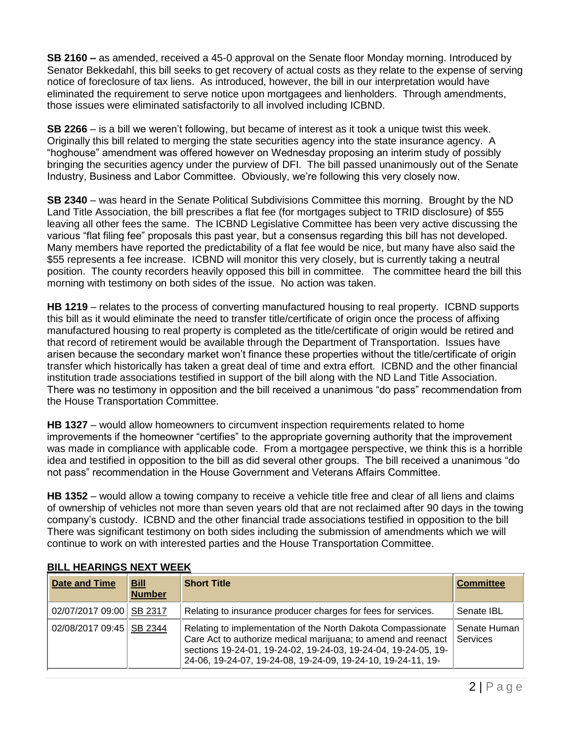**SB 2160 –** as amended, received a 45-0 approval on the Senate floor Monday morning. Introduced by Senator Bekkedahl, this bill seeks to get recovery of actual costs as they relate to the expense of serving notice of foreclosure of tax liens. As introduced, however, the bill in our interpretation would have eliminated the requirement to serve notice upon mortgagees and lienholders. Through amendments, those issues were eliminated satisfactorily to all involved including ICBND.

**SB 2266** – is a bill we weren't following, but became of interest as it took a unique twist this week. Originally this bill related to merging the state securities agency into the state insurance agency. A "hoghouse" amendment was offered however on Wednesday proposing an interim study of possibly bringing the securities agency under the purview of DFI. The bill passed unanimously out of the Senate Industry, Business and Labor Committee. Obviously, we're following this very closely now.

**SB 2340** – was heard in the Senate Political Subdivisions Committee this morning. Brought by the ND Land Title Association, the bill prescribes a flat fee (for mortgages subject to TRID disclosure) of $55 leaving all other fees the same. The ICBND Legislative Committee has been very active discussing the various "flat filing fee" proposals this past year, but a consensus regarding this bill has not developed. Many members have reported the predictability of a flat fee would be nice, but many have also said the $55 represents a fee increase. ICBND will monitor this very closely, but is currently taking a neutral position. The county recorders heavily opposed this bill in committee. The committee heard the bill this morning with testimony on both sides of the issue. No action was taken.

**HB 1219** – relates to the process of converting manufactured housing to real property. ICBND supports this bill as it would eliminate the need to transfer title/certificate of origin once the process of affixing manufactured housing to real property is completed as the title/certificate of origin would be retired and that record of retirement would be available through the Department of Transportation. Issues have arisen because the secondary market won't finance these properties without the title/certificate of origin transfer which historically has taken a great deal of time and extra effort. ICBND and the other financial institution trade associations testified in support of the bill along with the ND Land Title Association. There was no testimony in opposition and the bill received a unanimous "do pass" recommendation from the House Transportation Committee.

**HB 1327** – would allow homeowners to circumvent inspection requirements related to home improvements if the homeowner "certifies" to the appropriate governing authority that the improvement was made in compliance with applicable code. From a mortgagee perspective, we think this is a horrible idea and testified in opposition to the bill as did several other groups. The bill received a unanimous "do not pass" recommendation in the House Government and Veterans Affairs Committee.

**HB 1352** – would allow a towing company to receive a vehicle title free and clear of all liens and claims of ownership of vehicles not more than seven years old that are not reclaimed after 90 days in the towing company's custody. ICBND and the other financial trade associations testified in opposition to the bill There was significant testimony on both sides including the submission of amendments which we will continue to work on with interested parties and the House Transportation Committee.

## BILL HEARINGS NEXT WEEK

| Date and Time | Bill Number | Short Title | Committee |
|---|---|---|---|
| 02/07/2017 09:00 | SB 2317 | Relating to insurance producer charges for fees for services. | Senate IBL |
| 02/08/2017 09:45 | SB 2344 | Relating to implementation of the North Dakota Compassionate Care Act to authorize medical marijuana; to amend and reenact sections 19-24-01, 19-24-02, 19-24-03, 19-24-04, 19-24-05, 19-24-06, 19-24-07, 19-24-08, 19-24-09, 19-24-10, 19-24-11, 19- | Senate Human Services |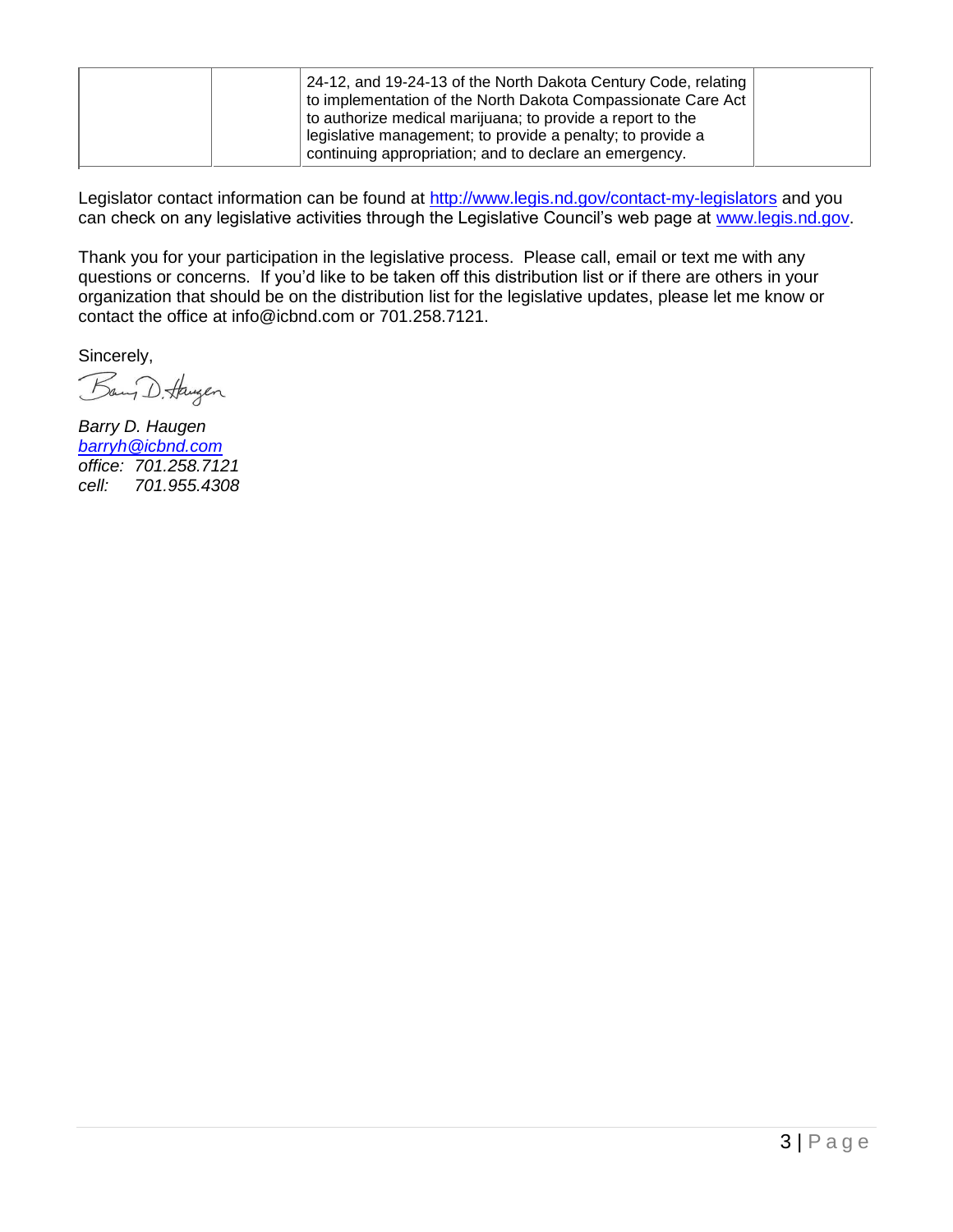| | | 24-12, and 19-24-13 of the North Dakota Century Code, relating to implementation of the North Dakota Compassionate Care Act to authorize medical marijuana; to provide a report to the legislative management; to provide a penalty; to provide a continuing appropriation; and to declare an emergency. | |
|---|---|---|---|

Legislator contact information can be found at http://www.legis.nd.gov/contact-my-legislators and you can check on any legislative activities through the Legislative Council's web page at www.legis.nd.gov.

Thank you for your participation in the legislative process. Please call, email or text me with any questions or concerns. If you'd like to be taken off this distribution list or if there are others in your organization that should be on the distribution list for the legislative updates, please let me know or contact the office at info@icbnd.com or 701.258.7121.

Sincerely,

*Barry D. Haugen*
*barryh@icbnd.com*
*office: 701.258.7121*
*cell: 701.955.4308*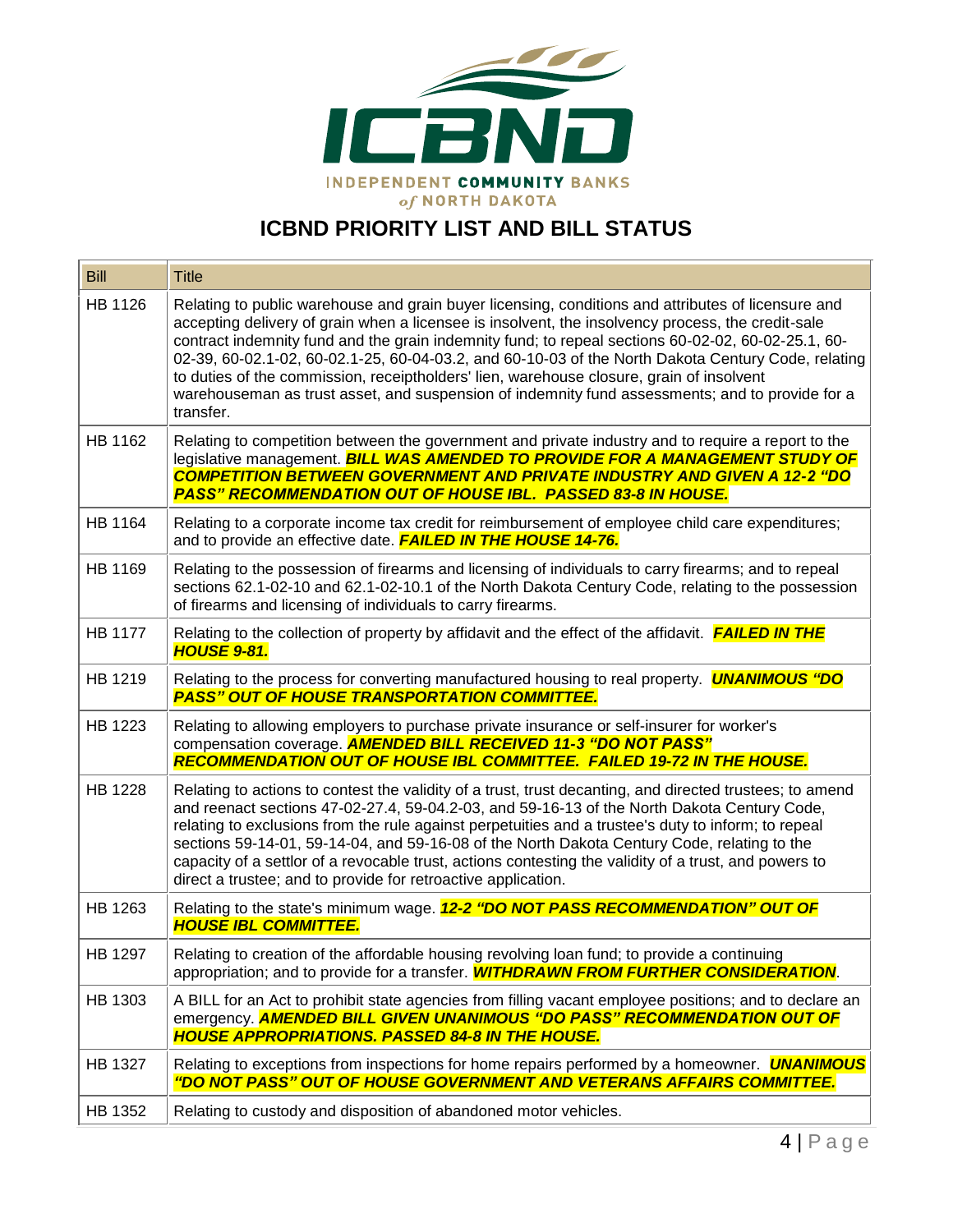INDEPENDENT COMMUNITY BANKS of NORTH DAKOTA

# ICBND PRIORITY LIST AND BILL STATUS

| Bill | Title |
|---|---|
| HB 1126 | Relating to public warehouse and grain buyer licensing, conditions and attributes of licensure and accepting delivery of grain when a licensee is insolvent, the insolvency process, the credit-sale contract indemnity fund and the grain indemnity fund; to repeal sections 60-02-02, 60-02-25.1, 60-02-39, 60-02.1-02, 60-02.1-25, 60-04-03.2, and 60-10-03 of the North Dakota Century Code, relating to duties of the commission, receiptholders' lien, warehouse closure, grain of insolvent warehouseman as trust asset, and suspension of indemnity fund assessments; and to provide for a transfer. |
| HB 1162 | Relating to competition between the government and private industry and to require a report to the legislative management. ***BILL WAS AMENDED TO PROVIDE FOR A MANAGEMENT STUDY OF COMPETITION BETWEEN GOVERNMENT AND PRIVATE INDUSTRY AND GIVEN A 12-2 "DO PASS" RECOMMENDATION OUT OF HOUSE IBL. PASSED 83-8 IN HOUSE.*** |
| HB 1164 | Relating to a corporate income tax credit for reimbursement of employee child care expenditures; and to provide an effective date. ***FAILED IN THE HOUSE 14-76.*** |
| HB 1169 | Relating to the possession of firearms and licensing of individuals to carry firearms; and to repeal sections 62.1-02-10 and 62.1-02-10.1 of the North Dakota Century Code, relating to the possession of firearms and licensing of individuals to carry firearms. |
| HB 1177 | Relating to the collection of property by affidavit and the effect of the affidavit. ***FAILED IN THE HOUSE 9-81.*** |
| HB 1219 | Relating to the process for converting manufactured housing to real property. ***UNANIMOUS "DO PASS" OUT OF HOUSE TRANSPORTATION COMMITTEE.*** |
| HB 1223 | Relating to allowing employers to purchase private insurance or self-insurer for worker's compensation coverage. ***AMENDED BILL RECEIVED 11-3 "DO NOT PASS" RECOMMENDATION OUT OF HOUSE IBL COMMITTEE. FAILED 19-72 IN THE HOUSE.*** |
| HB 1228 | Relating to actions to contest the validity of a trust, trust decanting, and directed trustees; to amend and reenact sections 47-02-27.4, 59-04.2-03, and 59-16-13 of the North Dakota Century Code, relating to exclusions from the rule against perpetuities and a trustee's duty to inform; to repeal sections 59-14-01, 59-14-04, and 59-16-08 of the North Dakota Century Code, relating to the capacity of a settlor of a revocable trust, actions contesting the validity of a trust, and powers to direct a trustee; and to provide for retroactive application. |
| HB 1263 | Relating to the state's minimum wage. ***12-2 "DO NOT PASS RECOMMENDATION" OUT OF HOUSE IBL COMMITTEE.*** |
| HB 1297 | Relating to creation of the affordable housing revolving loan fund; to provide a continuing appropriation; and to provide for a transfer. ***WITHDRAWN FROM FURTHER CONSIDERATION***. |
| HB 1303 | A BILL for an Act to prohibit state agencies from filling vacant employee positions; and to declare an emergency. ***AMENDED BILL GIVEN UNANIMOUS "DO PASS" RECOMMENDATION OUT OF HOUSE APPROPRIATIONS. PASSED 84-8 IN THE HOUSE.*** |
| HB 1327 | Relating to exceptions from inspections for home repairs performed by a homeowner. ***UNANIMOUS "DO NOT PASS" OUT OF HOUSE GOVERNMENT AND VETERANS AFFAIRS COMMITTEE.*** |
| HB 1352 | Relating to custody and disposition of abandoned motor vehicles. |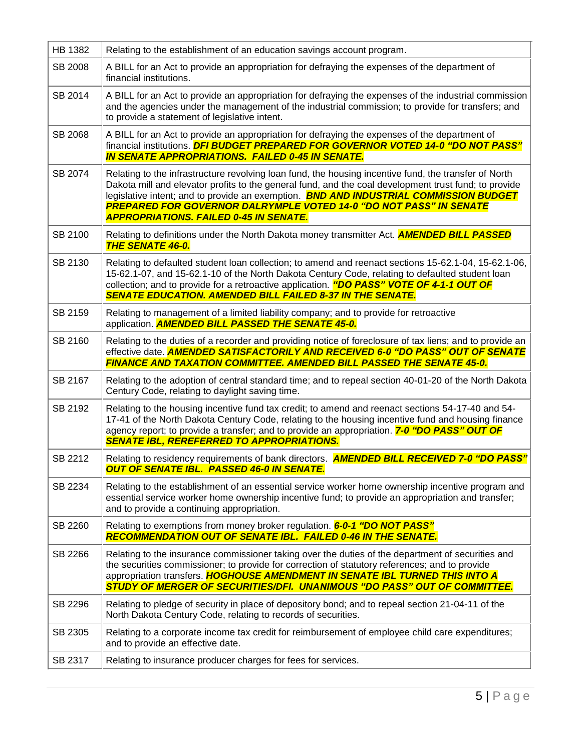| | |
|---|---|
| HB 1382 | Relating to the establishment of an education savings account program. |
| SB 2008 | A BILL for an Act to provide an appropriation for defraying the expenses of the department of financial institutions. |
| SB 2014 | A BILL for an Act to provide an appropriation for defraying the expenses of the industrial commission and the agencies under the management of the industrial commission; to provide for transfers; and to provide a statement of legislative intent. |
| SB 2068 | A BILL for an Act to provide an appropriation for defraying the expenses of the department of financial institutions. ***DFI BUDGET PREPARED FOR GOVERNOR VOTED 14-0 "DO NOT PASS" IN SENATE APPROPRIATIONS. FAILED 0-45 IN SENATE.*** |
| SB 2074 | Relating to the infrastructure revolving loan fund, the housing incentive fund, the transfer of North Dakota mill and elevator profits to the general fund, and the coal development trust fund; to provide legislative intent; and to provide an exemption. ***BND AND INDUSTRIAL COMMISSION BUDGET PREPARED FOR GOVERNOR DALRYMPLE VOTED 14-0 "DO NOT PASS" IN SENATE APPROPRIATIONS. FAILED 0-45 IN SENATE.*** |
| SB 2100 | Relating to definitions under the North Dakota money transmitter Act. ***AMENDED BILL PASSED THE SENATE 46-0.*** |
| SB 2130 | Relating to defaulted student loan collection; to amend and reenact sections 15-62.1-04, 15-62.1-06, 15-62.1-07, and 15-62.1-10 of the North Dakota Century Code, relating to defaulted student loan collection; and to provide for a retroactive application. ***"DO PASS" VOTE OF 4-1-1 OUT OF SENATE EDUCATION. AMENDED BILL FAILED 8-37 IN THE SENATE.*** |
| SB 2159 | Relating to management of a limited liability company; and to provide for retroactive application. ***AMENDED BILL PASSED THE SENATE 45-0.*** |
| SB 2160 | Relating to the duties of a recorder and providing notice of foreclosure of tax liens; and to provide an effective date. ***AMENDED SATISFACTORILY AND RECEIVED 6-0 "DO PASS" OUT OF SENATE FINANCE AND TAXATION COMMITTEE. AMENDED BILL PASSED THE SENATE 45-0.*** |
| SB 2167 | Relating to the adoption of central standard time; and to repeal section 40-01-20 of the North Dakota Century Code, relating to daylight saving time. |
| SB 2192 | Relating to the housing incentive fund tax credit; to amend and reenact sections 54-17-40 and 54-17-41 of the North Dakota Century Code, relating to the housing incentive fund and housing finance agency report; to provide a transfer; and to provide an appropriation. ***7-0 "DO PASS" OUT OF SENATE IBL, REREFERRED TO APPROPRIATIONS.*** |
| SB 2212 | Relating to residency requirements of bank directors. ***AMENDED BILL RECEIVED 7-0 "DO PASS" OUT OF SENATE IBL. PASSED 46-0 IN SENATE.*** |
| SB 2234 | Relating to the establishment of an essential service worker home ownership incentive program and essential service worker home ownership incentive fund; to provide an appropriation and transfer; and to provide a continuing appropriation. |
| SB 2260 | Relating to exemptions from money broker regulation. ***6-0-1 "DO NOT PASS" RECOMMENDATION OUT OF SENATE IBL. FAILED 0-46 IN THE SENATE.*** |
| SB 2266 | Relating to the insurance commissioner taking over the duties of the department of securities and the securities commissioner; to provide for correction of statutory references; and to provide appropriation transfers. ***HOGHOUSE AMENDMENT IN SENATE IBL TURNED THIS INTO A STUDY OF MERGER OF SECURITIES/DFI. UNANIMOUS "DO PASS" OUT OF COMMITTEE.*** |
| SB 2296 | Relating to pledge of security in place of depository bond; and to repeal section 21-04-11 of the North Dakota Century Code, relating to records of securities. |
| SB 2305 | Relating to a corporate income tax credit for reimbursement of employee child care expenditures; and to provide an effective date. |
| SB 2317 | Relating to insurance producer charges for fees for services. |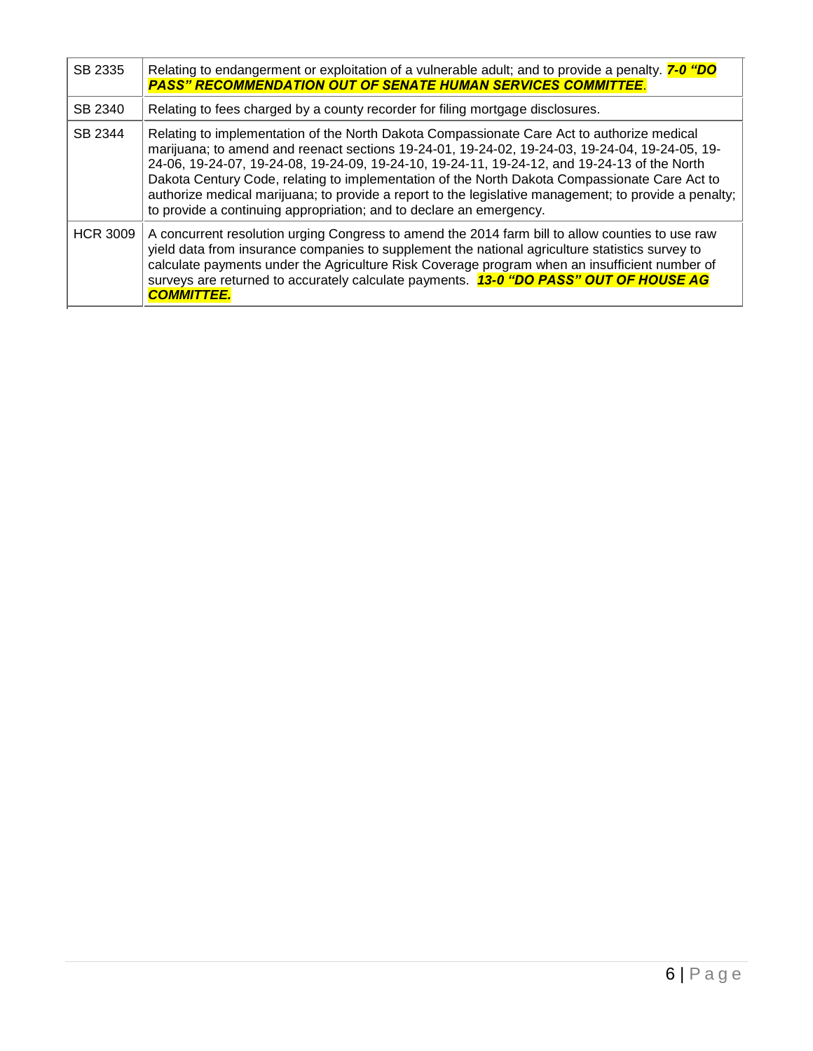| | |
|---|---|
| SB 2335 | Relating to endangerment or exploitation of a vulnerable adult; and to provide a penalty. ***7-0 "DO PASS" RECOMMENDATION OUT OF SENATE HUMAN SERVICES COMMITTEE***. |
| SB 2340 | Relating to fees charged by a county recorder for filing mortgage disclosures. |
| SB 2344 | Relating to implementation of the North Dakota Compassionate Care Act to authorize medical marijuana; to amend and reenact sections 19-24-01, 19-24-02, 19-24-03, 19-24-04, 19-24-05, 19-24-06, 19-24-07, 19-24-08, 19-24-09, 19-24-10, 19-24-11, 19-24-12, and 19-24-13 of the North Dakota Century Code, relating to implementation of the North Dakota Compassionate Care Act to authorize medical marijuana; to provide a report to the legislative management; to provide a penalty; to provide a continuing appropriation; and to declare an emergency. |
| HCR 3009 | A concurrent resolution urging Congress to amend the 2014 farm bill to allow counties to use raw yield data from insurance companies to supplement the national agriculture statistics survey to calculate payments under the Agriculture Risk Coverage program when an insufficient number of surveys are returned to accurately calculate payments. ***13-0 "DO PASS" OUT OF HOUSE AG COMMITTEE.*** |